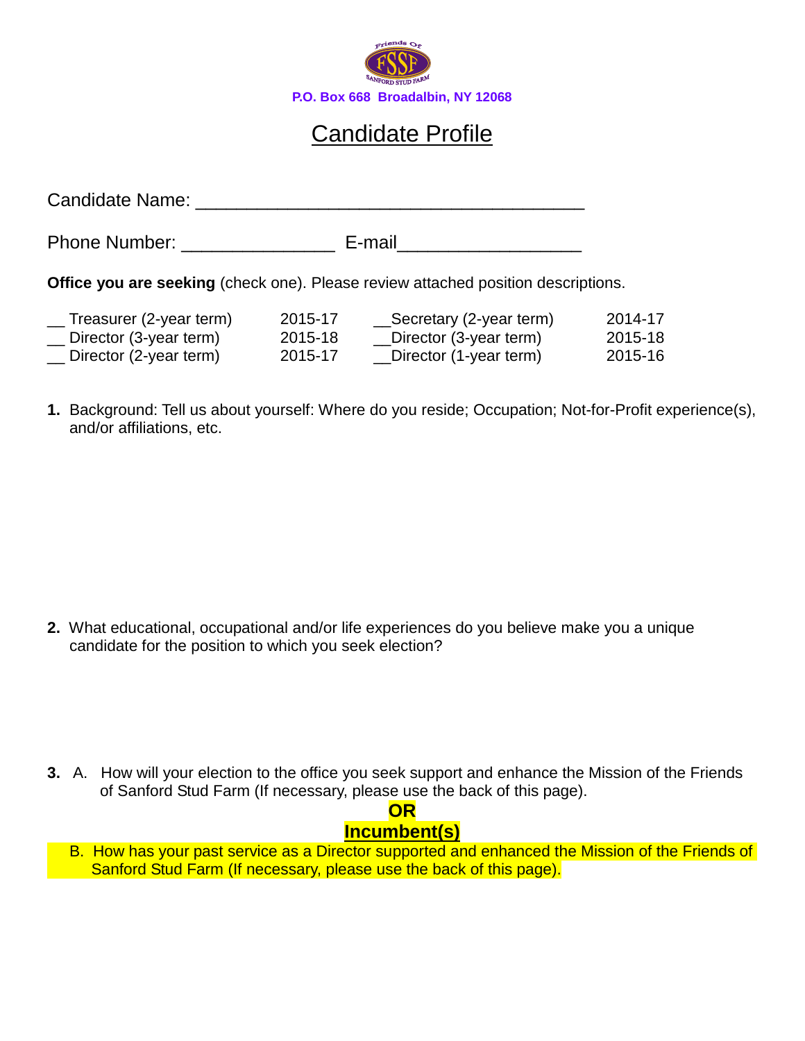P.O. Box 668 Broadalbin, NY 12068

# Candidate Profile

Candidate Name: ______________________________________

Phone Number: _______________ E-mail_________________

**Office you are seeking** (check one). Please review attached position descriptions.

| | | | |
|---|---|---|---|
| __ Treasurer (2-year term) | 2015-17 | __Secretary (2-year term) | 2014-17 |
| __ Director (3-year term) | 2015-18 | __Director (3-year term) | 2015-18 |
| __ Director (2-year term) | 2015-17 | __Director (1-year term) | 2015-16 |

**1.** Background: Tell us about yourself: Where do you reside; Occupation; Not-for-Profit experience(s), and/or affiliations, etc.

**2.** What educational, occupational and/or life experiences do you believe make you a unique candidate for the position to which you seek election?

**3.** A. How will your election to the office you seek support and enhance the Mission of the Friends of Sanford Stud Farm (If necessary, please use the back of this page).

**OR**

**Incumbent(s)**

B. How has your past service as a Director supported and enhanced the Mission of the Friends of Sanford Stud Farm (If necessary, please use the back of this page).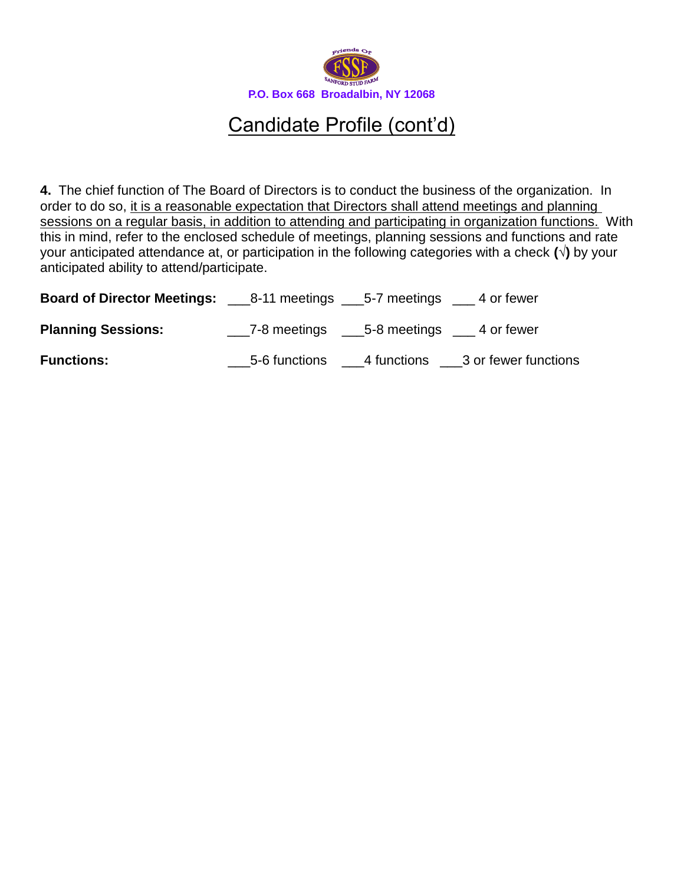P.O. Box 668 Broadalbin, NY 12068

# Candidate Profile (cont'd)

**4.** The chief function of The Board of Directors is to conduct the business of the organization. In order to do so, it is a reasonable expectation that Directors shall attend meetings and planning sessions on a regular basis, in addition to attending and participating in organization functions. With this in mind, refer to the enclosed schedule of meetings, planning sessions and functions and rate your anticipated attendance at, or participation in the following categories with a check **(√)** by your anticipated ability to attend/participate.

**Board of Director Meetings:** ___8-11 meetings ___5-7 meetings ___ 4 or fewer

**Planning Sessions:** ___7-8 meetings ___5-8 meetings ___ 4 or fewer

**Functions:** ___5-6 functions ___4 functions ___3 or fewer functions